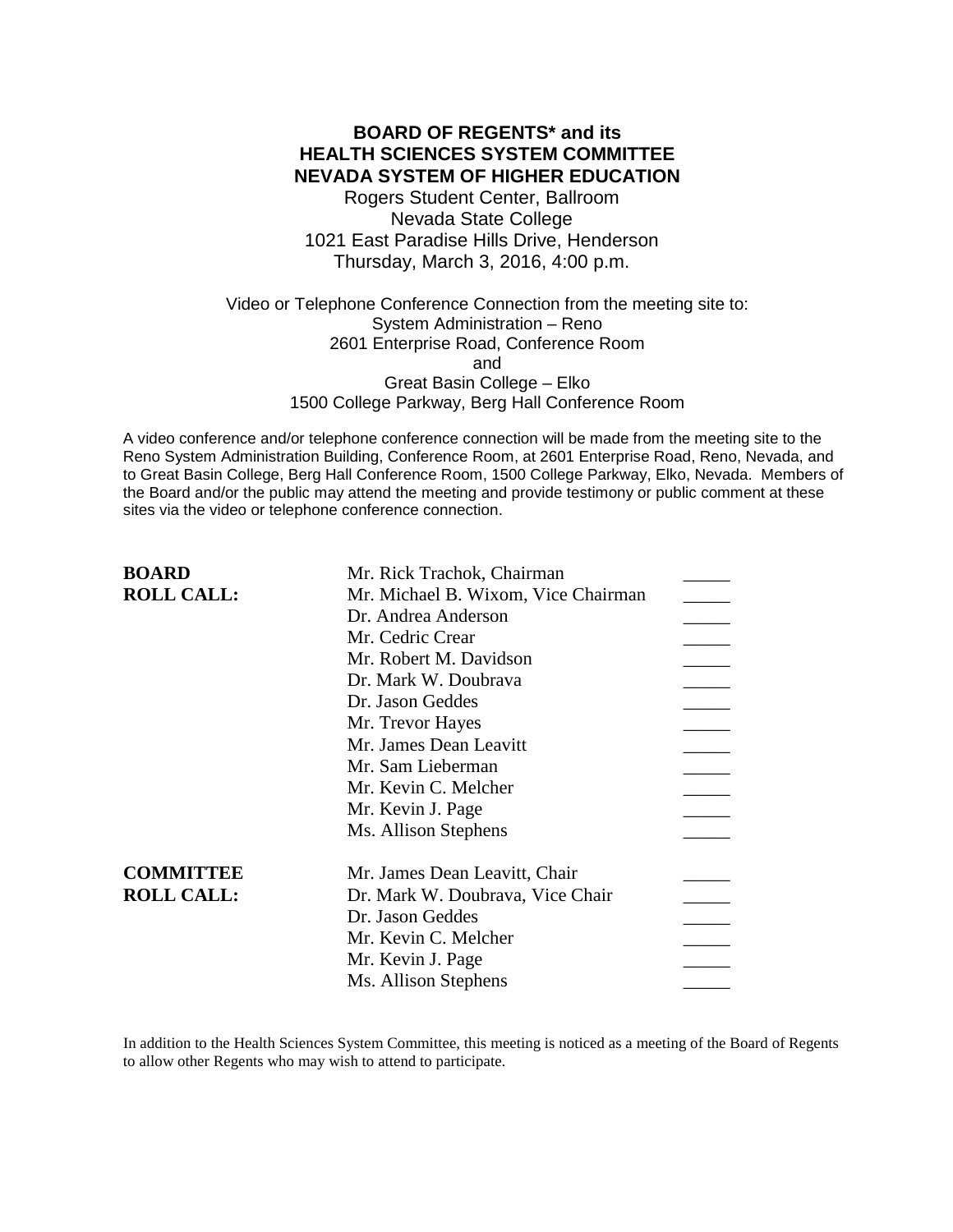# BOARD OF REGENTS* and its HEALTH SCIENCES SYSTEM COMMITTEE NEVADA SYSTEM OF HIGHER EDUCATION

Rogers Student Center, Ballroom
Nevada State College
1021 East Paradise Hills Drive, Henderson
Thursday, March 3, 2016, 4:00 p.m.

Video or Telephone Conference Connection from the meeting site to:
System Administration – Reno
2601 Enterprise Road, Conference Room
and
Great Basin College – Elko
1500 College Parkway, Berg Hall Conference Room

A video conference and/or telephone conference connection will be made from the meeting site to the Reno System Administration Building, Conference Room, at 2601 Enterprise Road, Reno, Nevada, and to Great Basin College, Berg Hall Conference Room, 1500 College Parkway, Elko, Nevada. Members of the Board and/or the public may attend the meeting and provide testimony or public comment at these sites via the video or telephone conference connection.

| | | |
|---|---|---|
| **BOARD ROLL CALL:** | Mr. Rick Trachok, Chairman | _____ |
| | Mr. Michael B. Wixom, Vice Chairman | _____ |
| | Dr. Andrea Anderson | _____ |
| | Mr. Cedric Crear | _____ |
| | Mr. Robert M. Davidson | _____ |
| | Dr. Mark W. Doubrava | _____ |
| | Dr. Jason Geddes | _____ |
| | Mr. Trevor Hayes | _____ |
| | Mr. James Dean Leavitt | _____ |
| | Mr. Sam Lieberman | _____ |
| | Mr. Kevin C. Melcher | _____ |
| | Mr. Kevin J. Page | _____ |
| | Ms. Allison Stephens | _____ |
| **COMMITTEE ROLL CALL:** | Mr. James Dean Leavitt, Chair | _____ |
| | Dr. Mark W. Doubrava, Vice Chair | _____ |
| | Dr. Jason Geddes | _____ |
| | Mr. Kevin C. Melcher | _____ |
| | Mr. Kevin J. Page | _____ |
| | Ms. Allison Stephens | _____ |

In addition to the Health Sciences System Committee, this meeting is noticed as a meeting of the Board of Regents to allow other Regents who may wish to attend to participate.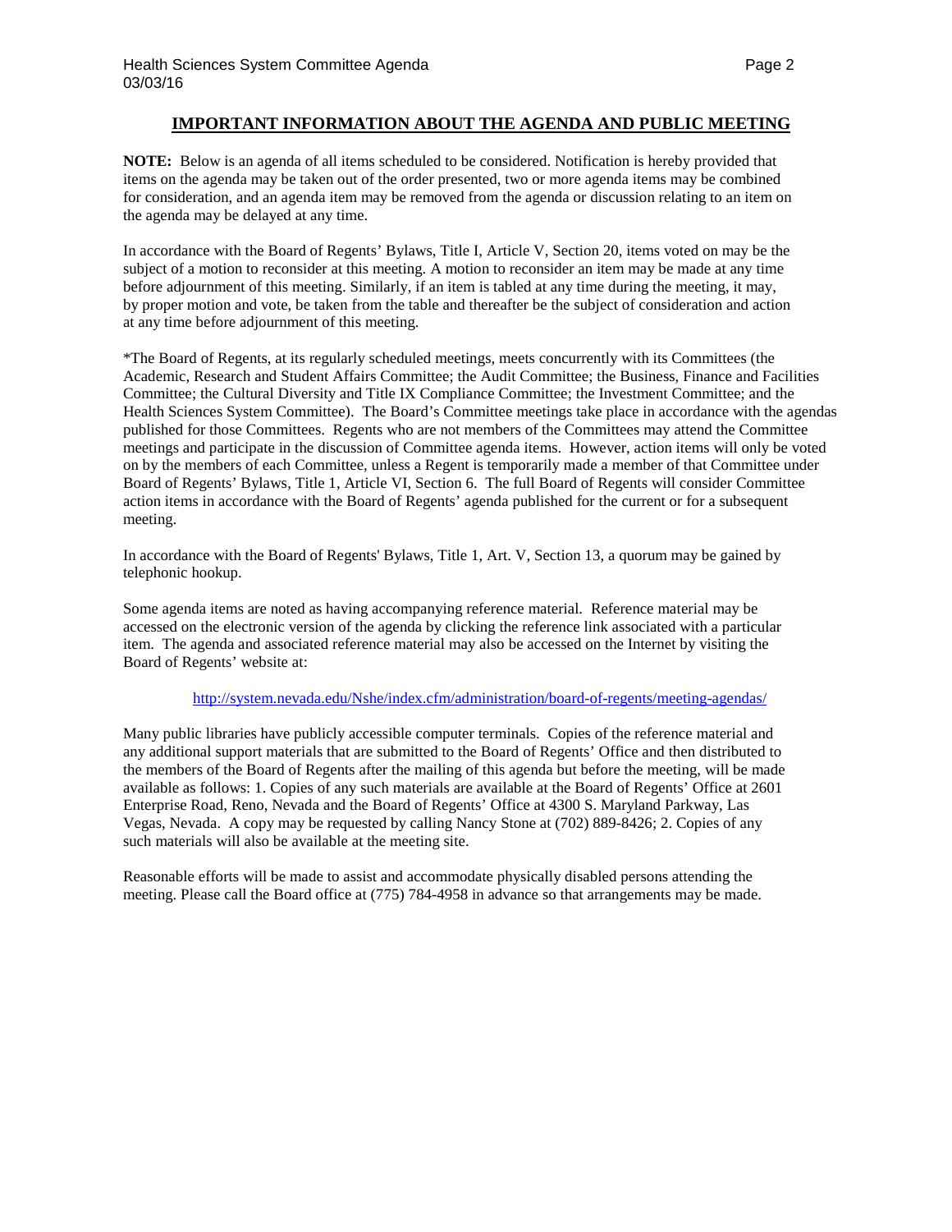## IMPORTANT INFORMATION ABOUT THE AGENDA AND PUBLIC MEETING

**NOTE:** Below is an agenda of all items scheduled to be considered. Notification is hereby provided that items on the agenda may be taken out of the order presented, two or more agenda items may be combined for consideration, and an agenda item may be removed from the agenda or discussion relating to an item on the agenda may be delayed at any time.

In accordance with the Board of Regents' Bylaws, Title I, Article V, Section 20, items voted on may be the subject of a motion to reconsider at this meeting. A motion to reconsider an item may be made at any time before adjournment of this meeting. Similarly, if an item is tabled at any time during the meeting, it may, by proper motion and vote, be taken from the table and thereafter be the subject of consideration and action at any time before adjournment of this meeting.

*The Board of Regents, at its regularly scheduled meetings, meets concurrently with its Committees (the Academic, Research and Student Affairs Committee; the Audit Committee; the Business, Finance and Facilities Committee; the Cultural Diversity and Title IX Compliance Committee; the Investment Committee; and the Health Sciences System Committee). The Board's Committee meetings take place in accordance with the agendas published for those Committees. Regents who are not members of the Committees may attend the Committee meetings and participate in the discussion of Committee agenda items. However, action items will only be voted on by the members of each Committee, unless a Regent is temporarily made a member of that Committee under Board of Regents' Bylaws, Title 1, Article VI, Section 6. The full Board of Regents will consider Committee action items in accordance with the Board of Regents' agenda published for the current or for a subsequent meeting.

In accordance with the Board of Regents' Bylaws, Title 1, Art. V, Section 13, a quorum may be gained by telephonic hookup.

Some agenda items are noted as having accompanying reference material. Reference material may be accessed on the electronic version of the agenda by clicking the reference link associated with a particular item. The agenda and associated reference material may also be accessed on the Internet by visiting the Board of Regents' website at:

http://system.nevada.edu/Nshe/index.cfm/administration/board-of-regents/meeting-agendas/

Many public libraries have publicly accessible computer terminals. Copies of the reference material and any additional support materials that are submitted to the Board of Regents' Office and then distributed to the members of the Board of Regents after the mailing of this agenda but before the meeting, will be made available as follows: 1. Copies of any such materials are available at the Board of Regents' Office at 2601 Enterprise Road, Reno, Nevada and the Board of Regents' Office at 4300 S. Maryland Parkway, Las Vegas, Nevada. A copy may be requested by calling Nancy Stone at (702) 889-8426; 2. Copies of any such materials will also be available at the meeting site.

Reasonable efforts will be made to assist and accommodate physically disabled persons attending the meeting. Please call the Board office at (775) 784-4958 in advance so that arrangements may be made.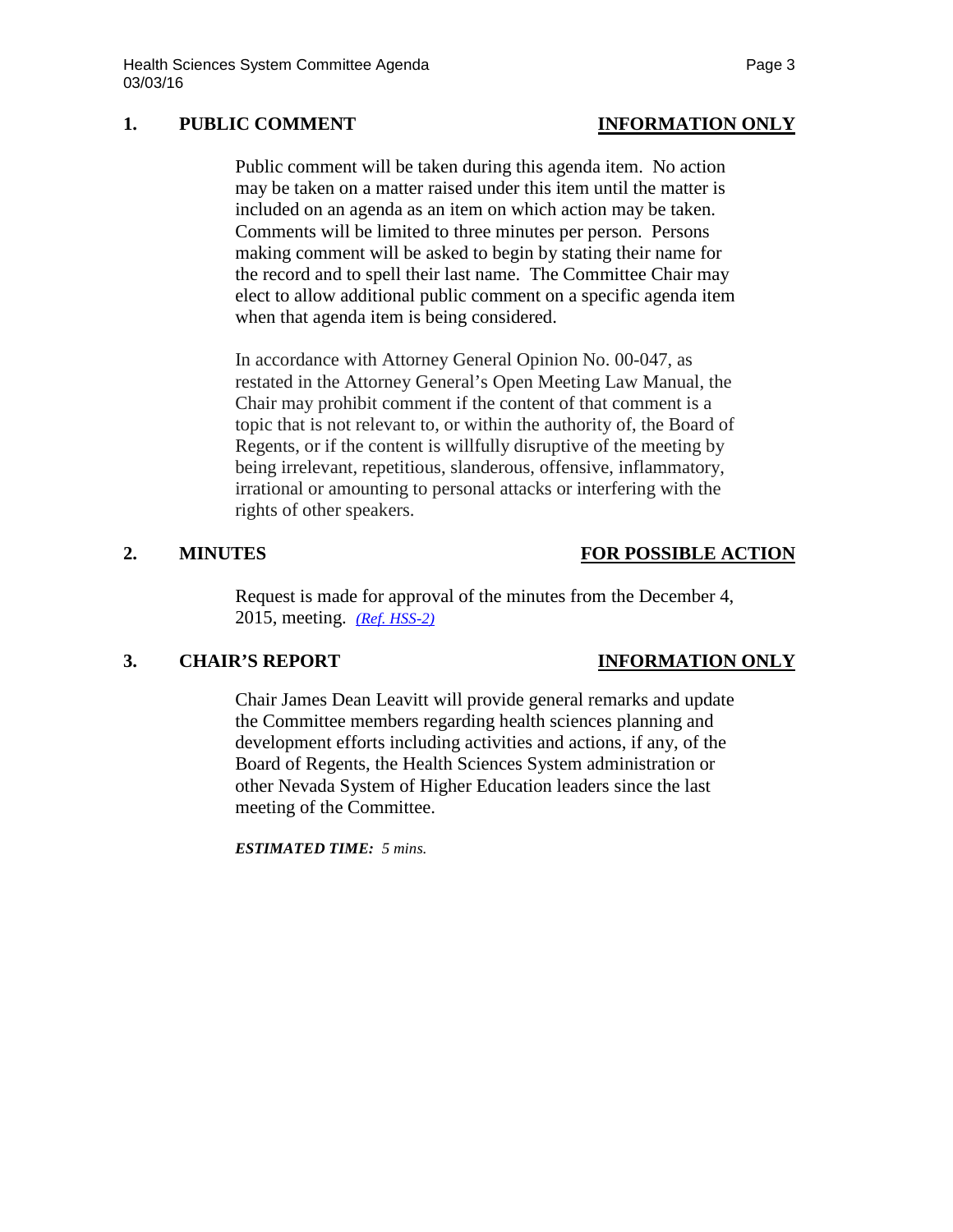## 1. PUBLIC COMMENT — INFORMATION ONLY

Public comment will be taken during this agenda item. No action may be taken on a matter raised under this item until the matter is included on an agenda as an item on which action may be taken. Comments will be limited to three minutes per person. Persons making comment will be asked to begin by stating their name for the record and to spell their last name. The Committee Chair may elect to allow additional public comment on a specific agenda item when that agenda item is being considered.

In accordance with Attorney General Opinion No. 00-047, as restated in the Attorney General's Open Meeting Law Manual, the Chair may prohibit comment if the content of that comment is a topic that is not relevant to, or within the authority of, the Board of Regents, or if the content is willfully disruptive of the meeting by being irrelevant, repetitious, slanderous, offensive, inflammatory, irrational or amounting to personal attacks or interfering with the rights of other speakers.

## 2. MINUTES — FOR POSSIBLE ACTION

Request is made for approval of the minutes from the December 4, 2015, meeting. *(Ref. HSS-2)*

## 3. CHAIR'S REPORT — INFORMATION ONLY

Chair James Dean Leavitt will provide general remarks and update the Committee members regarding health sciences planning and development efforts including activities and actions, if any, of the Board of Regents, the Health Sciences System administration or other Nevada System of Higher Education leaders since the last meeting of the Committee.

***ESTIMATED TIME:*** *5 mins.*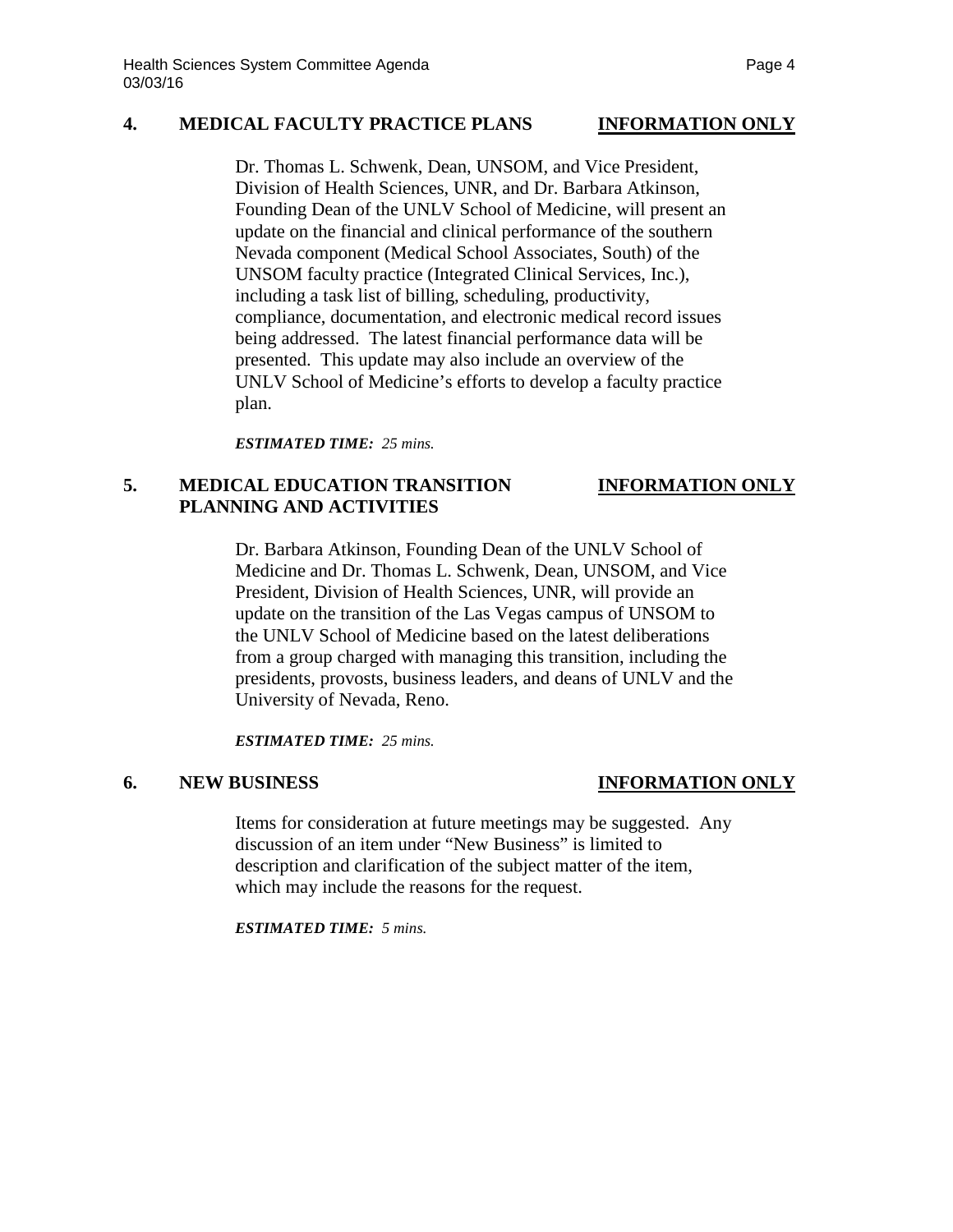## 4. MEDICAL FACULTY PRACTICE PLANS **INFORMATION ONLY**

Dr. Thomas L. Schwenk, Dean, UNSOM, and Vice President, Division of Health Sciences, UNR, and Dr. Barbara Atkinson, Founding Dean of the UNLV School of Medicine, will present an update on the financial and clinical performance of the southern Nevada component (Medical School Associates, South) of the UNSOM faculty practice (Integrated Clinical Services, Inc.), including a task list of billing, scheduling, productivity, compliance, documentation, and electronic medical record issues being addressed. The latest financial performance data will be presented. This update may also include an overview of the UNLV School of Medicine's efforts to develop a faculty practice plan.

***ESTIMATED TIME:*** *25 mins.*

## 5. MEDICAL EDUCATION TRANSITION PLANNING AND ACTIVITIES **INFORMATION ONLY**

Dr. Barbara Atkinson, Founding Dean of the UNLV School of Medicine and Dr. Thomas L. Schwenk, Dean, UNSOM, and Vice President, Division of Health Sciences, UNR, will provide an update on the transition of the Las Vegas campus of UNSOM to the UNLV School of Medicine based on the latest deliberations from a group charged with managing this transition, including the presidents, provosts, business leaders, and deans of UNLV and the University of Nevada, Reno.

***ESTIMATED TIME:*** *25 mins.*

## 6. NEW BUSINESS **INFORMATION ONLY**

Items for consideration at future meetings may be suggested. Any discussion of an item under "New Business" is limited to description and clarification of the subject matter of the item, which may include the reasons for the request.

***ESTIMATED TIME:*** *5 mins.*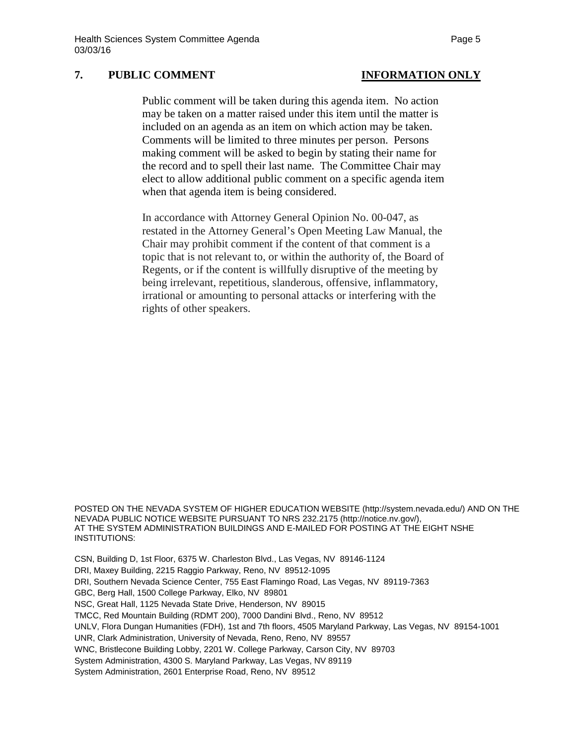## 7. PUBLIC COMMENT — INFORMATION ONLY

Public comment will be taken during this agenda item. No action may be taken on a matter raised under this item until the matter is included on an agenda as an item on which action may be taken. Comments will be limited to three minutes per person. Persons making comment will be asked to begin by stating their name for the record and to spell their last name. The Committee Chair may elect to allow additional public comment on a specific agenda item when that agenda item is being considered.

In accordance with Attorney General Opinion No. 00-047, as restated in the Attorney General's Open Meeting Law Manual, the Chair may prohibit comment if the content of that comment is a topic that is not relevant to, or within the authority of, the Board of Regents, or if the content is willfully disruptive of the meeting by being irrelevant, repetitious, slanderous, offensive, inflammatory, irrational or amounting to personal attacks or interfering with the rights of other speakers.

POSTED ON THE NEVADA SYSTEM OF HIGHER EDUCATION WEBSITE (http://system.nevada.edu/) AND ON THE NEVADA PUBLIC NOTICE WEBSITE PURSUANT TO NRS 232.2175 (http://notice.nv.gov/), AT THE SYSTEM ADMINISTRATION BUILDINGS AND E-MAILED FOR POSTING AT THE EIGHT NSHE INSTITUTIONS:

CSN, Building D, 1st Floor, 6375 W. Charleston Blvd., Las Vegas, NV 89146-1124
DRI, Maxey Building, 2215 Raggio Parkway, Reno, NV 89512-1095
DRI, Southern Nevada Science Center, 755 East Flamingo Road, Las Vegas, NV 89119-7363
GBC, Berg Hall, 1500 College Parkway, Elko, NV 89801
NSC, Great Hall, 1125 Nevada State Drive, Henderson, NV 89015
TMCC, Red Mountain Building (RDMT 200), 7000 Dandini Blvd., Reno, NV 89512
UNLV, Flora Dungan Humanities (FDH), 1st and 7th floors, 4505 Maryland Parkway, Las Vegas, NV 89154-1001
UNR, Clark Administration, University of Nevada, Reno, Reno, NV 89557
WNC, Bristlecone Building Lobby, 2201 W. College Parkway, Carson City, NV 89703
System Administration, 4300 S. Maryland Parkway, Las Vegas, NV 89119
System Administration, 2601 Enterprise Road, Reno, NV 89512